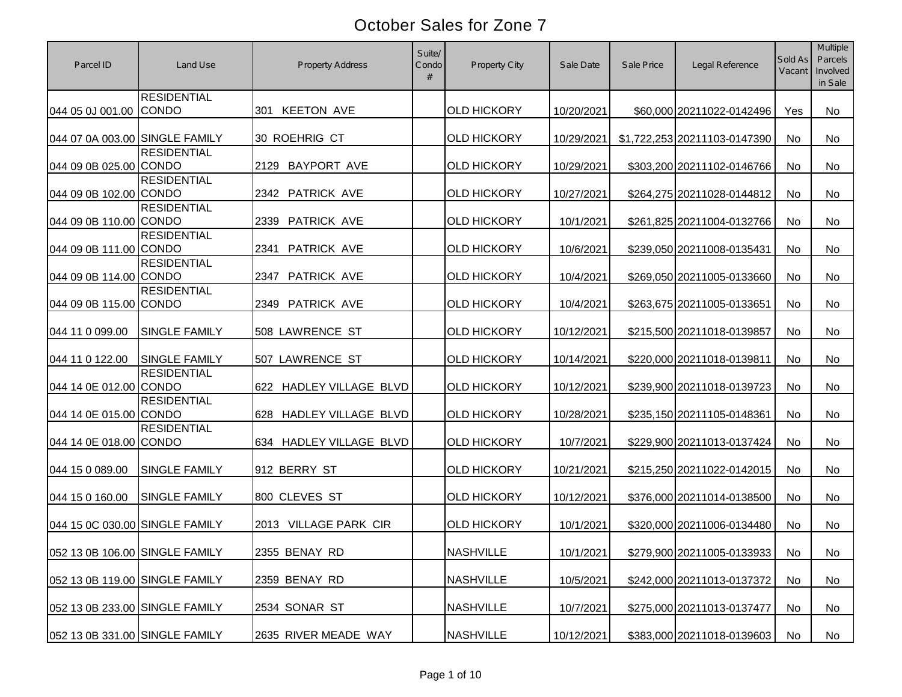# October Sales for Zone 7

| Parcel ID | Land Use | Property Address | Suite/ Condo # | Property City | Sale Date | Sale Price | Legal Reference | Sold As Vacant | Multiple Parcels Involved in Sale |
|---|---|---|---|---|---|---|---|---|---|
| 044 05 0J 001.00 | RESIDENTIAL CONDO | 301 KEETON AVE | | OLD HICKORY | 10/20/2021 | $60,000 | 20211022-0142496 | Yes | No |
| 044 07 0A 003.00 | SINGLE FAMILY | 30 ROEHRIG CT | | OLD HICKORY | 10/29/2021 | $1,722,253 | 20211103-0147390 | No | No |
| 044 09 0B 025.00 | RESIDENTIAL CONDO | 2129 BAYPORT AVE | | OLD HICKORY | 10/29/2021 | $303,200 | 20211102-0146766 | No | No |
| 044 09 0B 102.00 | RESIDENTIAL CONDO | 2342 PATRICK AVE | | OLD HICKORY | 10/27/2021 | $264,275 | 20211028-0144812 | No | No |
| 044 09 0B 110.00 | RESIDENTIAL CONDO | 2339 PATRICK AVE | | OLD HICKORY | 10/1/2021 | $261,825 | 20211004-0132766 | No | No |
| 044 09 0B 111.00 | RESIDENTIAL CONDO | 2341 PATRICK AVE | | OLD HICKORY | 10/6/2021 | $239,050 | 20211008-0135431 | No | No |
| 044 09 0B 114.00 | RESIDENTIAL CONDO | 2347 PATRICK AVE | | OLD HICKORY | 10/4/2021 | $269,050 | 20211005-0133660 | No | No |
| 044 09 0B 115.00 | RESIDENTIAL CONDO | 2349 PATRICK AVE | | OLD HICKORY | 10/4/2021 | $263,675 | 20211005-0133651 | No | No |
| 044 11 0 099.00 | SINGLE FAMILY | 508 LAWRENCE ST | | OLD HICKORY | 10/12/2021 | $215,500 | 20211018-0139857 | No | No |
| 044 11 0 122.00 | SINGLE FAMILY | 507 LAWRENCE ST | | OLD HICKORY | 10/14/2021 | $220,000 | 20211018-0139811 | No | No |
| 044 14 0E 012.00 | RESIDENTIAL CONDO | 622 HADLEY VILLAGE BLVD | | OLD HICKORY | 10/12/2021 | $239,900 | 20211018-0139723 | No | No |
| 044 14 0E 015.00 | RESIDENTIAL CONDO | 628 HADLEY VILLAGE BLVD | | OLD HICKORY | 10/28/2021 | $235,150 | 20211105-0148361 | No | No |
| 044 14 0E 018.00 | RESIDENTIAL CONDO | 634 HADLEY VILLAGE BLVD | | OLD HICKORY | 10/7/2021 | $229,900 | 20211013-0137424 | No | No |
| 044 15 0 089.00 | SINGLE FAMILY | 912 BERRY ST | | OLD HICKORY | 10/21/2021 | $215,250 | 20211022-0142015 | No | No |
| 044 15 0 160.00 | SINGLE FAMILY | 800 CLEVES ST | | OLD HICKORY | 10/12/2021 | $376,000 | 20211014-0138500 | No | No |
| 044 15 0C 030.00 | SINGLE FAMILY | 2013 VILLAGE PARK CIR | | OLD HICKORY | 10/1/2021 | $320,000 | 20211006-0134480 | No | No |
| 052 13 0B 106.00 | SINGLE FAMILY | 2355 BENAY RD | | NASHVILLE | 10/1/2021 | $279,900 | 20211005-0133933 | No | No |
| 052 13 0B 119.00 | SINGLE FAMILY | 2359 BENAY RD | | NASHVILLE | 10/5/2021 | $242,000 | 20211013-0137372 | No | No |
| 052 13 0B 233.00 | SINGLE FAMILY | 2534 SONAR ST | | NASHVILLE | 10/7/2021 | $275,000 | 20211013-0137477 | No | No |
| 052 13 0B 331.00 | SINGLE FAMILY | 2635 RIVER MEADE WAY | | NASHVILLE | 10/12/2021 | $383,000 | 20211018-0139603 | No | No |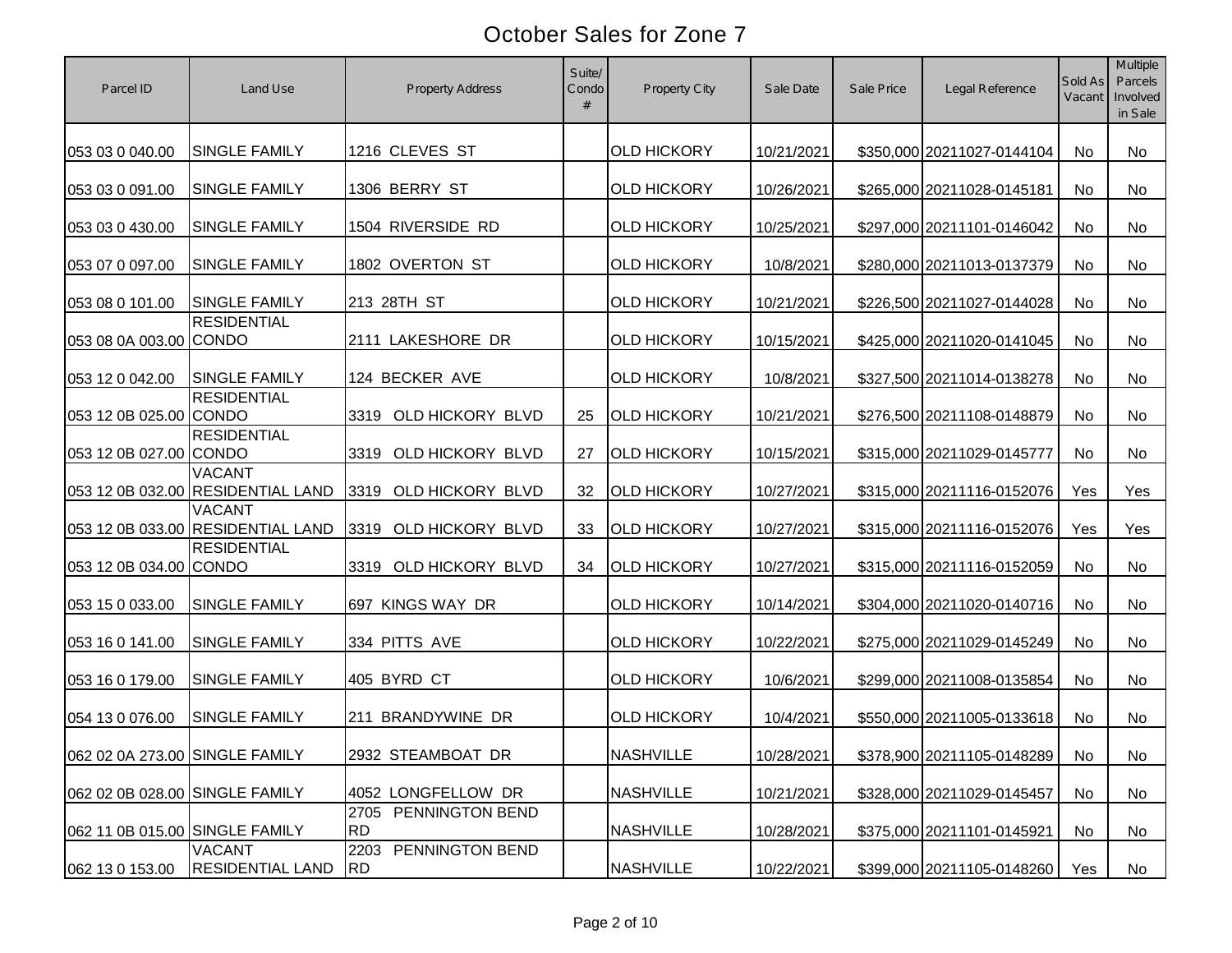# October Sales for Zone 7

| Parcel ID | Land Use | Property Address | Suite/ Condo # | Property City | Sale Date | Sale Price | Legal Reference | Sold As Vacant | Multiple Parcels Involved in Sale |
|---|---|---|---|---|---|---|---|---|---|
| 053 03 0 040.00 | SINGLE FAMILY | 1216 CLEVES ST | | OLD HICKORY | 10/21/2021 | $350,000 | 20211027-0144104 | No | No |
| 053 03 0 091.00 | SINGLE FAMILY | 1306 BERRY ST | | OLD HICKORY | 10/26/2021 | $265,000 | 20211028-0145181 | No | No |
| 053 03 0 430.00 | SINGLE FAMILY | 1504 RIVERSIDE RD | | OLD HICKORY | 10/25/2021 | $297,000 | 20211101-0146042 | No | No |
| 053 07 0 097.00 | SINGLE FAMILY | 1802 OVERTON ST | | OLD HICKORY | 10/8/2021 | $280,000 | 20211013-0137379 | No | No |
| 053 08 0 101.00 | SINGLE FAMILY | 213 28TH ST | | OLD HICKORY | 10/21/2021 | $226,500 | 20211027-0144028 | No | No |
| 053 08 0A 003.00 | RESIDENTIAL CONDO | 2111 LAKESHORE DR | | OLD HICKORY | 10/15/2021 | $425,000 | 20211020-0141045 | No | No |
| 053 12 0 042.00 | SINGLE FAMILY | 124 BECKER AVE | | OLD HICKORY | 10/8/2021 | $327,500 | 20211014-0138278 | No | No |
| 053 12 0B 025.00 | RESIDENTIAL CONDO | 3319 OLD HICKORY BLVD | 25 | OLD HICKORY | 10/21/2021 | $276,500 | 20211108-0148879 | No | No |
| 053 12 0B 027.00 | RESIDENTIAL CONDO | 3319 OLD HICKORY BLVD | 27 | OLD HICKORY | 10/15/2021 | $315,000 | 20211029-0145777 | No | No |
| 053 12 0B 032.00 | VACANT RESIDENTIAL LAND | 3319 OLD HICKORY BLVD | 32 | OLD HICKORY | 10/27/2021 | $315,000 | 20211116-0152076 | Yes | Yes |
| 053 12 0B 033.00 | VACANT RESIDENTIAL LAND | 3319 OLD HICKORY BLVD | 33 | OLD HICKORY | 10/27/2021 | $315,000 | 20211116-0152076 | Yes | Yes |
| 053 12 0B 034.00 | RESIDENTIAL CONDO | 3319 OLD HICKORY BLVD | 34 | OLD HICKORY | 10/27/2021 | $315,000 | 20211116-0152059 | No | No |
| 053 15 0 033.00 | SINGLE FAMILY | 697 KINGS WAY DR | | OLD HICKORY | 10/14/2021 | $304,000 | 20211020-0140716 | No | No |
| 053 16 0 141.00 | SINGLE FAMILY | 334 PITTS AVE | | OLD HICKORY | 10/22/2021 | $275,000 | 20211029-0145249 | No | No |
| 053 16 0 179.00 | SINGLE FAMILY | 405 BYRD CT | | OLD HICKORY | 10/6/2021 | $299,000 | 20211008-0135854 | No | No |
| 054 13 0 076.00 | SINGLE FAMILY | 211 BRANDYWINE DR | | OLD HICKORY | 10/4/2021 | $550,000 | 20211005-0133618 | No | No |
| 062 02 0A 273.00 | SINGLE FAMILY | 2932 STEAMBOAT DR | | NASHVILLE | 10/28/2021 | $378,900 | 20211105-0148289 | No | No |
| 062 02 0B 028.00 | SINGLE FAMILY | 4052 LONGFELLOW DR | | NASHVILLE | 10/21/2021 | $328,000 | 20211029-0145457 | No | No |
| 062 11 0B 015.00 | SINGLE FAMILY | 2705 PENNINGTON BEND RD | | NASHVILLE | 10/28/2021 | $375,000 | 20211101-0145921 | No | No |
| 062 13 0 153.00 | VACANT RESIDENTIAL LAND | 2203 PENNINGTON BEND RD | | NASHVILLE | 10/22/2021 | $399,000 | 20211105-0148260 | Yes | No |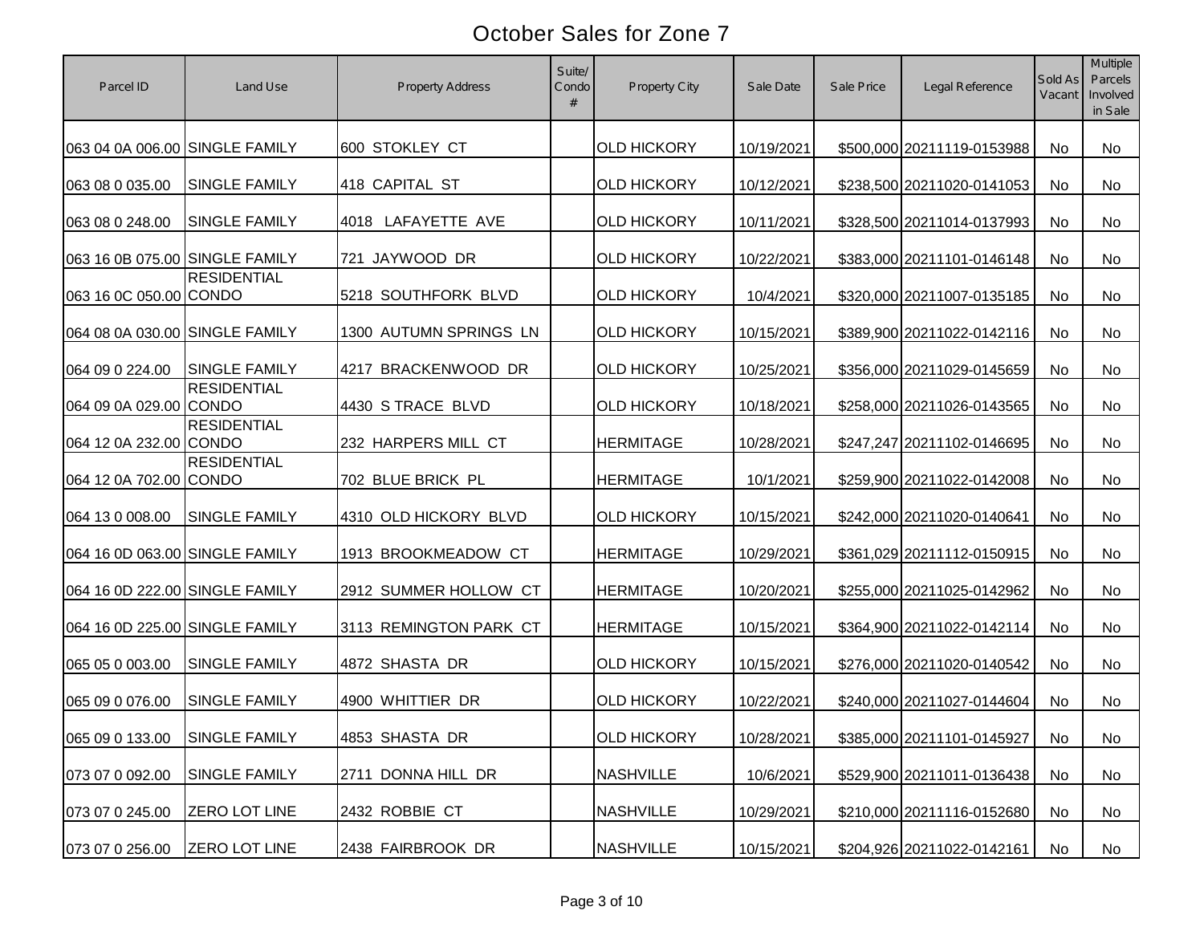# October Sales for Zone 7

| Parcel ID | Land Use | Property Address | Suite/ Condo # | Property City | Sale Date | Sale Price | Legal Reference | Sold As Vacant | Multiple Parcels Involved in Sale |
|---|---|---|---|---|---|---|---|---|---|
| 063 04 0A 006.00 | SINGLE FAMILY | 600 STOKLEY CT | | OLD HICKORY | 10/19/2021 | $500,000 | 20211119-0153988 | No | No |
| 063 08 0 035.00 | SINGLE FAMILY | 418 CAPITAL ST | | OLD HICKORY | 10/12/2021 | $238,500 | 20211020-0141053 | No | No |
| 063 08 0 248.00 | SINGLE FAMILY | 4018 LAFAYETTE AVE | | OLD HICKORY | 10/11/2021 | $328,500 | 20211014-0137993 | No | No |
| 063 16 0B 075.00 | SINGLE FAMILY | 721 JAYWOOD DR | | OLD HICKORY | 10/22/2021 | $383,000 | 20211101-0146148 | No | No |
| 063 16 0C 050.00 | RESIDENTIAL CONDO | 5218 SOUTHFORK BLVD | | OLD HICKORY | 10/4/2021 | $320,000 | 20211007-0135185 | No | No |
| 064 08 0A 030.00 | SINGLE FAMILY | 1300 AUTUMN SPRINGS LN | | OLD HICKORY | 10/15/2021 | $389,900 | 20211022-0142116 | No | No |
| 064 09 0 224.00 | SINGLE FAMILY | 4217 BRACKENWOOD DR | | OLD HICKORY | 10/25/2021 | $356,000 | 20211029-0145659 | No | No |
| 064 09 0A 029.00 | RESIDENTIAL CONDO | 4430 S TRACE BLVD | | OLD HICKORY | 10/18/2021 | $258,000 | 20211026-0143565 | No | No |
| 064 12 0A 232.00 | RESIDENTIAL CONDO | 232 HARPERS MILL CT | | HERMITAGE | 10/28/2021 | $247,247 | 20211102-0146695 | No | No |
| 064 12 0A 702.00 | RESIDENTIAL CONDO | 702 BLUE BRICK PL | | HERMITAGE | 10/1/2021 | $259,900 | 20211022-0142008 | No | No |
| 064 13 0 008.00 | SINGLE FAMILY | 4310 OLD HICKORY BLVD | | OLD HICKORY | 10/15/2021 | $242,000 | 20211020-0140641 | No | No |
| 064 16 0D 063.00 | SINGLE FAMILY | 1913 BROOKMEADOW CT | | HERMITAGE | 10/29/2021 | $361,029 | 20211112-0150915 | No | No |
| 064 16 0D 222.00 | SINGLE FAMILY | 2912 SUMMER HOLLOW CT | | HERMITAGE | 10/20/2021 | $255,000 | 20211025-0142962 | No | No |
| 064 16 0D 225.00 | SINGLE FAMILY | 3113 REMINGTON PARK CT | | HERMITAGE | 10/15/2021 | $364,900 | 20211022-0142114 | No | No |
| 065 05 0 003.00 | SINGLE FAMILY | 4872 SHASTA DR | | OLD HICKORY | 10/15/2021 | $276,000 | 20211020-0140542 | No | No |
| 065 09 0 076.00 | SINGLE FAMILY | 4900 WHITTIER DR | | OLD HICKORY | 10/22/2021 | $240,000 | 20211027-0144604 | No | No |
| 065 09 0 133.00 | SINGLE FAMILY | 4853 SHASTA DR | | OLD HICKORY | 10/28/2021 | $385,000 | 20211101-0145927 | No | No |
| 073 07 0 092.00 | SINGLE FAMILY | 2711 DONNA HILL DR | | NASHVILLE | 10/6/2021 | $529,900 | 20211011-0136438 | No | No |
| 073 07 0 245.00 | ZERO LOT LINE | 2432 ROBBIE CT | | NASHVILLE | 10/29/2021 | $210,000 | 20211116-0152680 | No | No |
| 073 07 0 256.00 | ZERO LOT LINE | 2438 FAIRBROOK DR | | NASHVILLE | 10/15/2021 | $204,926 | 20211022-0142161 | No | No |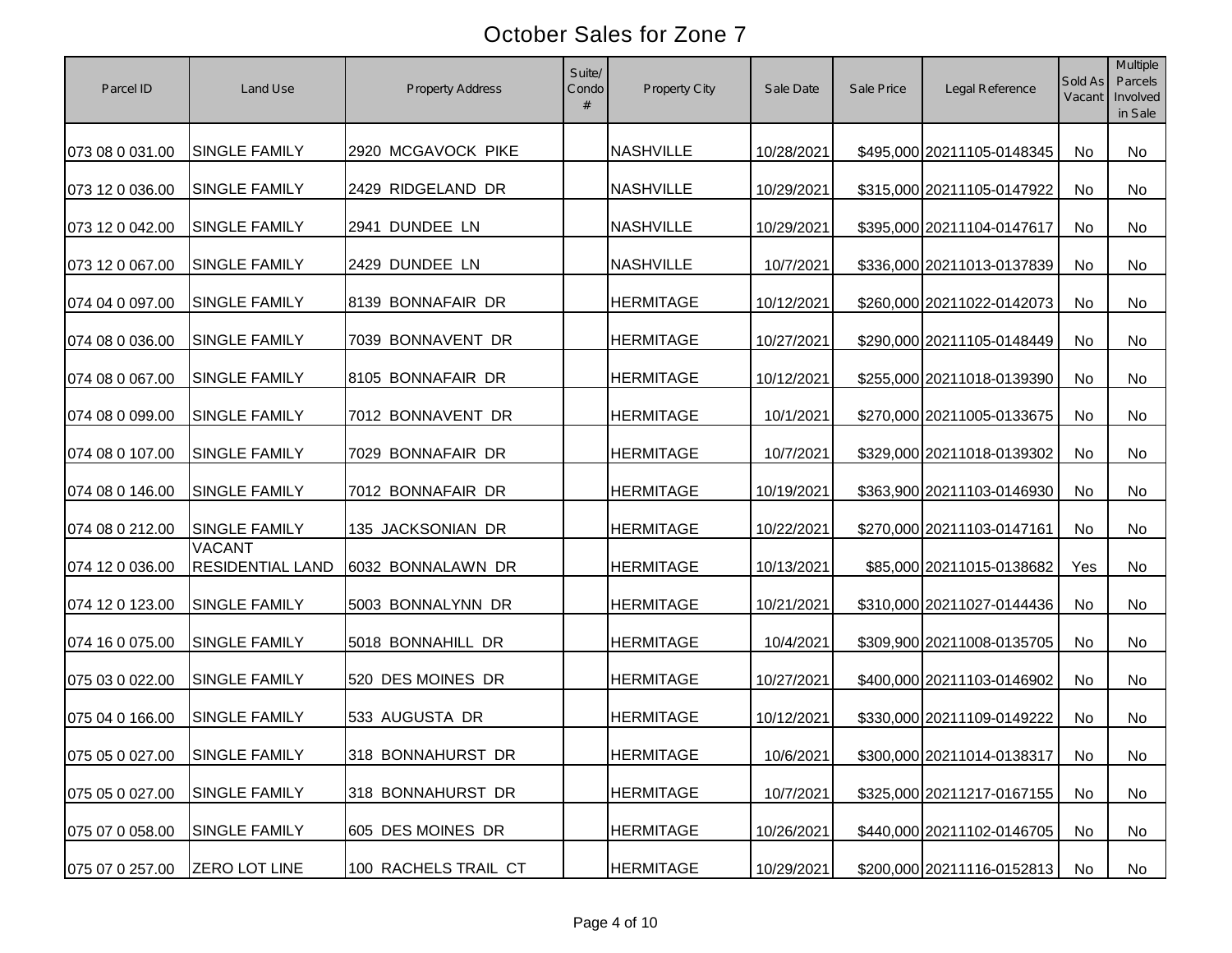# October Sales for Zone 7

| Parcel ID | Land Use | Property Address | Suite/ Condo # | Property City | Sale Date | Sale Price | Legal Reference | Sold As Vacant | Multiple Parcels Involved in Sale |
|---|---|---|---|---|---|---|---|---|---|
| 073 08 0 031.00 | SINGLE FAMILY | 2920 MCGAVOCK PIKE | | NASHVILLE | 10/28/2021 | $495,000 | 20211105-0148345 | No | No |
| 073 12 0 036.00 | SINGLE FAMILY | 2429 RIDGELAND DR | | NASHVILLE | 10/29/2021 | $315,000 | 20211105-0147922 | No | No |
| 073 12 0 042.00 | SINGLE FAMILY | 2941 DUNDEE LN | | NASHVILLE | 10/29/2021 | $395,000 | 20211104-0147617 | No | No |
| 073 12 0 067.00 | SINGLE FAMILY | 2429 DUNDEE LN | | NASHVILLE | 10/7/2021 | $336,000 | 20211013-0137839 | No | No |
| 074 04 0 097.00 | SINGLE FAMILY | 8139 BONNAFAIR DR | | HERMITAGE | 10/12/2021 | $260,000 | 20211022-0142073 | No | No |
| 074 08 0 036.00 | SINGLE FAMILY | 7039 BONNAVENT DR | | HERMITAGE | 10/27/2021 | $290,000 | 20211105-0148449 | No | No |
| 074 08 0 067.00 | SINGLE FAMILY | 8105 BONNAFAIR DR | | HERMITAGE | 10/12/2021 | $255,000 | 20211018-0139390 | No | No |
| 074 08 0 099.00 | SINGLE FAMILY | 7012 BONNAVENT DR | | HERMITAGE | 10/1/2021 | $270,000 | 20211005-0133675 | No | No |
| 074 08 0 107.00 | SINGLE FAMILY | 7029 BONNAFAIR DR | | HERMITAGE | 10/7/2021 | $329,000 | 20211018-0139302 | No | No |
| 074 08 0 146.00 | SINGLE FAMILY | 7012 BONNAFAIR DR | | HERMITAGE | 10/19/2021 | $363,900 | 20211103-0146930 | No | No |
| 074 08 0 212.00 | SINGLE FAMILY | 135 JACKSONIAN DR | | HERMITAGE | 10/22/2021 | $270,000 | 20211103-0147161 | No | No |
| 074 12 0 036.00 | VACANT RESIDENTIAL LAND | 6032 BONNALAWN DR | | HERMITAGE | 10/13/2021 | $85,000 | 20211015-0138682 | Yes | No |
| 074 12 0 123.00 | SINGLE FAMILY | 5003 BONNALYNN DR | | HERMITAGE | 10/21/2021 | $310,000 | 20211027-0144436 | No | No |
| 074 16 0 075.00 | SINGLE FAMILY | 5018 BONNAHILL DR | | HERMITAGE | 10/4/2021 | $309,900 | 20211008-0135705 | No | No |
| 075 03 0 022.00 | SINGLE FAMILY | 520 DES MOINES DR | | HERMITAGE | 10/27/2021 | $400,000 | 20211103-0146902 | No | No |
| 075 04 0 166.00 | SINGLE FAMILY | 533 AUGUSTA DR | | HERMITAGE | 10/12/2021 | $330,000 | 20211109-0149222 | No | No |
| 075 05 0 027.00 | SINGLE FAMILY | 318 BONNAHURST DR | | HERMITAGE | 10/6/2021 | $300,000 | 20211014-0138317 | No | No |
| 075 05 0 027.00 | SINGLE FAMILY | 318 BONNAHURST DR | | HERMITAGE | 10/7/2021 | $325,000 | 20211217-0167155 | No | No |
| 075 07 0 058.00 | SINGLE FAMILY | 605 DES MOINES DR | | HERMITAGE | 10/26/2021 | $440,000 | 20211102-0146705 | No | No |
| 075 07 0 257.00 | ZERO LOT LINE | 100 RACHELS TRAIL CT | | HERMITAGE | 10/29/2021 | $200,000 | 20211116-0152813 | No | No |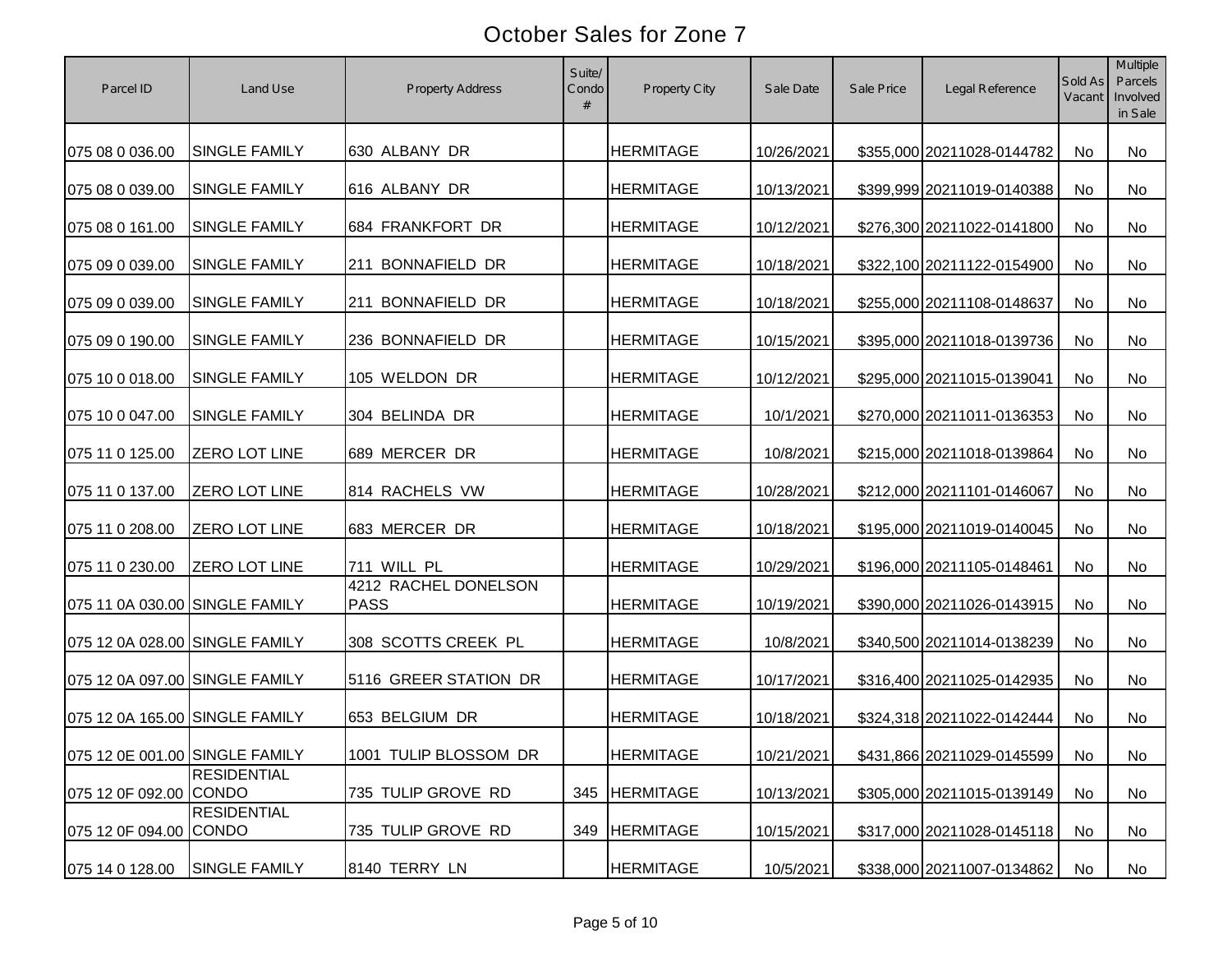# October Sales for Zone 7

| Parcel ID | Land Use | Property Address | Suite/ Condo # | Property City | Sale Date | Sale Price | Legal Reference | Sold As Vacant | Multiple Parcels Involved in Sale |
|---|---|---|---|---|---|---|---|---|---|
| 075 08 0 036.00 | SINGLE FAMILY | 630 ALBANY DR | | HERMITAGE | 10/26/2021 | $355,000 | 20211028-0144782 | No | No |
| 075 08 0 039.00 | SINGLE FAMILY | 616 ALBANY DR | | HERMITAGE | 10/13/2021 | $399,999 | 20211019-0140388 | No | No |
| 075 08 0 161.00 | SINGLE FAMILY | 684 FRANKFORT DR | | HERMITAGE | 10/12/2021 | $276,300 | 20211022-0141800 | No | No |
| 075 09 0 039.00 | SINGLE FAMILY | 211 BONNAFIELD DR | | HERMITAGE | 10/18/2021 | $322,100 | 20211122-0154900 | No | No |
| 075 09 0 039.00 | SINGLE FAMILY | 211 BONNAFIELD DR | | HERMITAGE | 10/18/2021 | $255,000 | 20211108-0148637 | No | No |
| 075 09 0 190.00 | SINGLE FAMILY | 236 BONNAFIELD DR | | HERMITAGE | 10/15/2021 | $395,000 | 20211018-0139736 | No | No |
| 075 10 0 018.00 | SINGLE FAMILY | 105 WELDON DR | | HERMITAGE | 10/12/2021 | $295,000 | 20211015-0139041 | No | No |
| 075 10 0 047.00 | SINGLE FAMILY | 304 BELINDA DR | | HERMITAGE | 10/1/2021 | $270,000 | 20211011-0136353 | No | No |
| 075 11 0 125.00 | ZERO LOT LINE | 689 MERCER DR | | HERMITAGE | 10/8/2021 | $215,000 | 20211018-0139864 | No | No |
| 075 11 0 137.00 | ZERO LOT LINE | 814 RACHELS VW | | HERMITAGE | 10/28/2021 | $212,000 | 20211101-0146067 | No | No |
| 075 11 0 208.00 | ZERO LOT LINE | 683 MERCER DR | | HERMITAGE | 10/18/2021 | $195,000 | 20211019-0140045 | No | No |
| 075 11 0 230.00 | ZERO LOT LINE | 711 WILL PL | | HERMITAGE | 10/29/2021 | $196,000 | 20211105-0148461 | No | No |
| 075 11 0A 030.00 | SINGLE FAMILY | 4212 RACHEL DONELSON PASS | | HERMITAGE | 10/19/2021 | $390,000 | 20211026-0143915 | No | No |
| 075 12 0A 028.00 | SINGLE FAMILY | 308 SCOTTS CREEK PL | | HERMITAGE | 10/8/2021 | $340,500 | 20211014-0138239 | No | No |
| 075 12 0A 097.00 | SINGLE FAMILY | 5116 GREER STATION DR | | HERMITAGE | 10/17/2021 | $316,400 | 20211025-0142935 | No | No |
| 075 12 0A 165.00 | SINGLE FAMILY | 653 BELGIUM DR | | HERMITAGE | 10/18/2021 | $324,318 | 20211022-0142444 | No | No |
| 075 12 0E 001.00 | SINGLE FAMILY | 1001 TULIP BLOSSOM DR | | HERMITAGE | 10/21/2021 | $431,866 | 20211029-0145599 | No | No |
| 075 12 0F 092.00 | RESIDENTIAL CONDO | 735 TULIP GROVE RD | 345 | HERMITAGE | 10/13/2021 | $305,000 | 20211015-0139149 | No | No |
| 075 12 0F 094.00 | RESIDENTIAL CONDO | 735 TULIP GROVE RD | 349 | HERMITAGE | 10/15/2021 | $317,000 | 20211028-0145118 | No | No |
| 075 14 0 128.00 | SINGLE FAMILY | 8140 TERRY LN | | HERMITAGE | 10/5/2021 | $338,000 | 20211007-0134862 | No | No |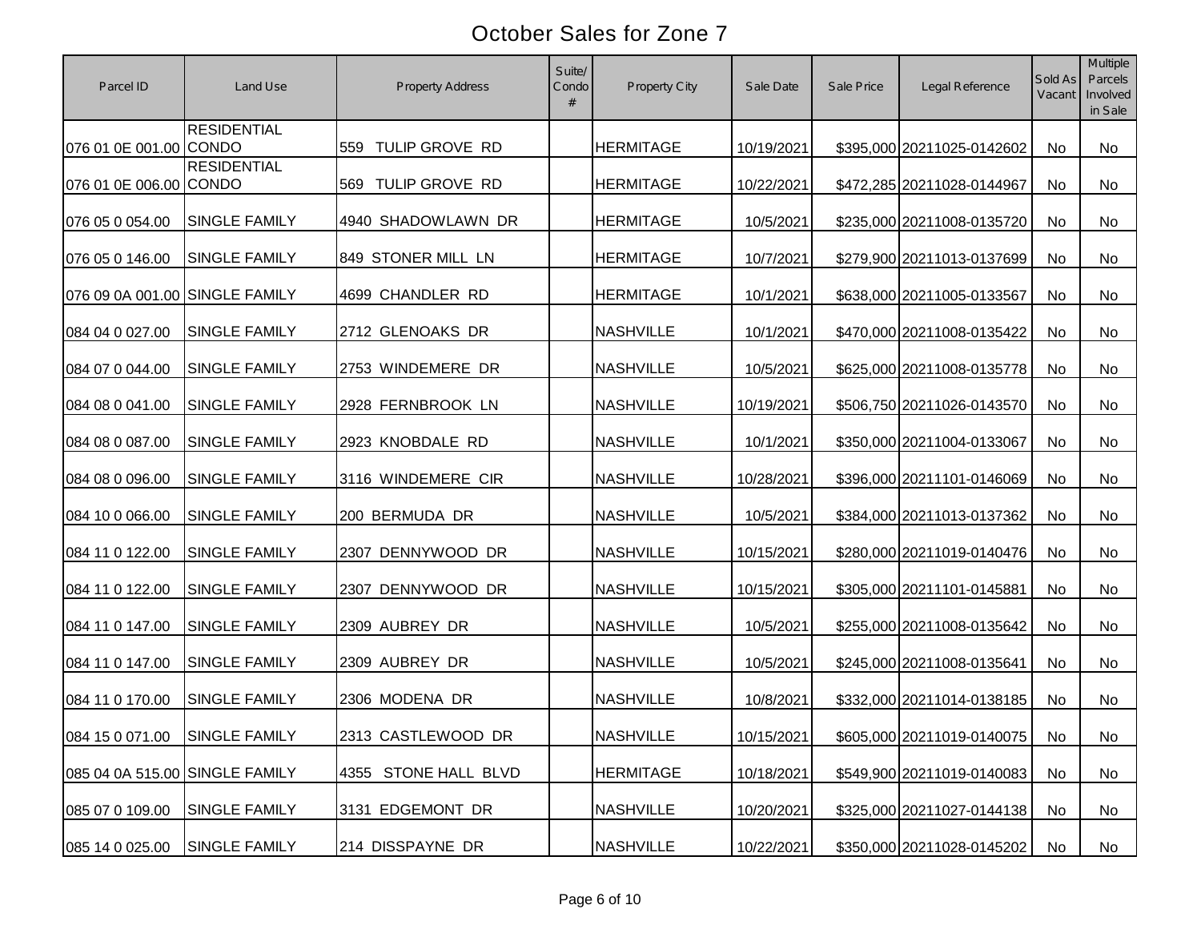# October Sales for Zone 7

| Parcel ID | Land Use | Property Address | Suite/ Condo # | Property City | Sale Date | Sale Price | Legal Reference | Sold As Vacant | Multiple Parcels Involved in Sale |
|---|---|---|---|---|---|---|---|---|---|
| 076 01 0E 001.00 | RESIDENTIAL CONDO | 559 TULIP GROVE RD | | HERMITAGE | 10/19/2021 | $395,000 | 20211025-0142602 | No | No |
| 076 01 0E 006.00 | RESIDENTIAL CONDO | 569 TULIP GROVE RD | | HERMITAGE | 10/22/2021 | $472,285 | 20211028-0144967 | No | No |
| 076 05 0 054.00 | SINGLE FAMILY | 4940 SHADOWLAWN DR | | HERMITAGE | 10/5/2021 | $235,000 | 20211008-0135720 | No | No |
| 076 05 0 146.00 | SINGLE FAMILY | 849 STONER MILL LN | | HERMITAGE | 10/7/2021 | $279,900 | 20211013-0137699 | No | No |
| 076 09 0A 001.00 | SINGLE FAMILY | 4699 CHANDLER RD | | HERMITAGE | 10/1/2021 | $638,000 | 20211005-0133567 | No | No |
| 084 04 0 027.00 | SINGLE FAMILY | 2712 GLENOAKS DR | | NASHVILLE | 10/1/2021 | $470,000 | 20211008-0135422 | No | No |
| 084 07 0 044.00 | SINGLE FAMILY | 2753 WINDEMERE DR | | NASHVILLE | 10/5/2021 | $625,000 | 20211008-0135778 | No | No |
| 084 08 0 041.00 | SINGLE FAMILY | 2928 FERNBROOK LN | | NASHVILLE | 10/19/2021 | $506,750 | 20211026-0143570 | No | No |
| 084 08 0 087.00 | SINGLE FAMILY | 2923 KNOBDALE RD | | NASHVILLE | 10/1/2021 | $350,000 | 20211004-0133067 | No | No |
| 084 08 0 096.00 | SINGLE FAMILY | 3116 WINDEMERE CIR | | NASHVILLE | 10/28/2021 | $396,000 | 20211101-0146069 | No | No |
| 084 10 0 066.00 | SINGLE FAMILY | 200 BERMUDA DR | | NASHVILLE | 10/5/2021 | $384,000 | 20211013-0137362 | No | No |
| 084 11 0 122.00 | SINGLE FAMILY | 2307 DENNYWOOD DR | | NASHVILLE | 10/15/2021 | $280,000 | 20211019-0140476 | No | No |
| 084 11 0 122.00 | SINGLE FAMILY | 2307 DENNYWOOD DR | | NASHVILLE | 10/15/2021 | $305,000 | 20211101-0145881 | No | No |
| 084 11 0 147.00 | SINGLE FAMILY | 2309 AUBREY DR | | NASHVILLE | 10/5/2021 | $255,000 | 20211008-0135642 | No | No |
| 084 11 0 147.00 | SINGLE FAMILY | 2309 AUBREY DR | | NASHVILLE | 10/5/2021 | $245,000 | 20211008-0135641 | No | No |
| 084 11 0 170.00 | SINGLE FAMILY | 2306 MODENA DR | | NASHVILLE | 10/8/2021 | $332,000 | 20211014-0138185 | No | No |
| 084 15 0 071.00 | SINGLE FAMILY | 2313 CASTLEWOOD DR | | NASHVILLE | 10/15/2021 | $605,000 | 20211019-0140075 | No | No |
| 085 04 0A 515.00 | SINGLE FAMILY | 4355 STONE HALL BLVD | | HERMITAGE | 10/18/2021 | $549,900 | 20211019-0140083 | No | No |
| 085 07 0 109.00 | SINGLE FAMILY | 3131 EDGEMONT DR | | NASHVILLE | 10/20/2021 | $325,000 | 20211027-0144138 | No | No |
| 085 14 0 025.00 | SINGLE FAMILY | 214 DISSPAYNE DR | | NASHVILLE | 10/22/2021 | $350,000 | 20211028-0145202 | No | No |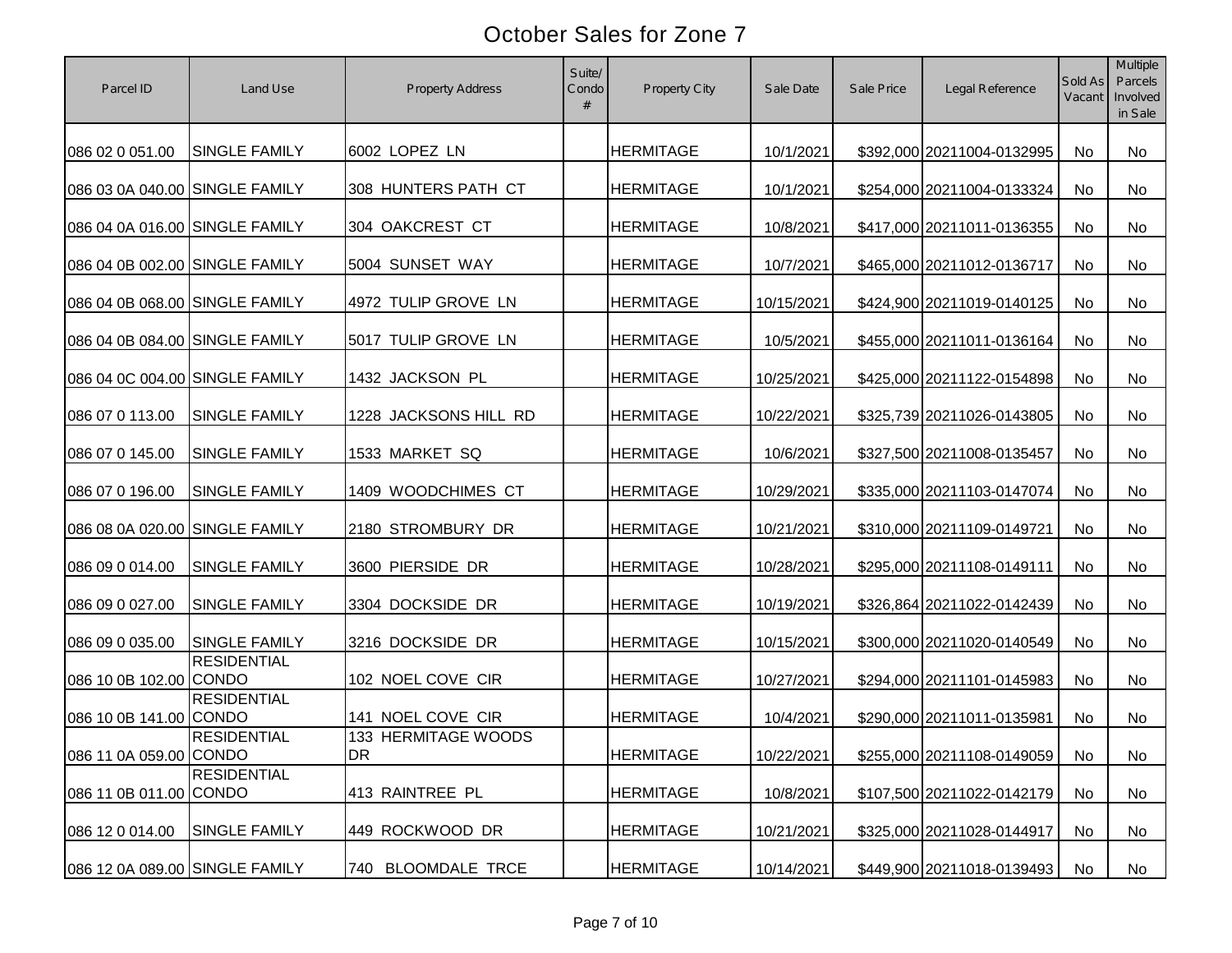# October Sales for Zone 7

| Parcel ID | Land Use | Property Address | Suite/ Condo # | Property City | Sale Date | Sale Price | Legal Reference | Sold As Vacant | Multiple Parcels Involved in Sale |
|---|---|---|---|---|---|---|---|---|---|
| 086 02 0 051.00 | SINGLE FAMILY | 6002 LOPEZ LN | | HERMITAGE | 10/1/2021 | $392,000 | 20211004-0132995 | No | No |
| 086 03 0A 040.00 | SINGLE FAMILY | 308 HUNTERS PATH CT | | HERMITAGE | 10/1/2021 | $254,000 | 20211004-0133324 | No | No |
| 086 04 0A 016.00 | SINGLE FAMILY | 304 OAKCREST CT | | HERMITAGE | 10/8/2021 | $417,000 | 20211011-0136355 | No | No |
| 086 04 0B 002.00 | SINGLE FAMILY | 5004 SUNSET WAY | | HERMITAGE | 10/7/2021 | $465,000 | 20211012-0136717 | No | No |
| 086 04 0B 068.00 | SINGLE FAMILY | 4972 TULIP GROVE LN | | HERMITAGE | 10/15/2021 | $424,900 | 20211019-0140125 | No | No |
| 086 04 0B 084.00 | SINGLE FAMILY | 5017 TULIP GROVE LN | | HERMITAGE | 10/5/2021 | $455,000 | 20211011-0136164 | No | No |
| 086 04 0C 004.00 | SINGLE FAMILY | 1432 JACKSON PL | | HERMITAGE | 10/25/2021 | $425,000 | 20211122-0154898 | No | No |
| 086 07 0 113.00 | SINGLE FAMILY | 1228 JACKSONS HILL RD | | HERMITAGE | 10/22/2021 | $325,739 | 20211026-0143805 | No | No |
| 086 07 0 145.00 | SINGLE FAMILY | 1533 MARKET SQ | | HERMITAGE | 10/6/2021 | $327,500 | 20211008-0135457 | No | No |
| 086 07 0 196.00 | SINGLE FAMILY | 1409 WOODCHIMES CT | | HERMITAGE | 10/29/2021 | $335,000 | 20211103-0147074 | No | No |
| 086 08 0A 020.00 | SINGLE FAMILY | 2180 STROMBURY DR | | HERMITAGE | 10/21/2021 | $310,000 | 20211109-0149721 | No | No |
| 086 09 0 014.00 | SINGLE FAMILY | 3600 PIERSIDE DR | | HERMITAGE | 10/28/2021 | $295,000 | 20211108-0149111 | No | No |
| 086 09 0 027.00 | SINGLE FAMILY | 3304 DOCKSIDE DR | | HERMITAGE | 10/19/2021 | $326,864 | 20211022-0142439 | No | No |
| 086 09 0 035.00 | SINGLE FAMILY | 3216 DOCKSIDE DR | | HERMITAGE | 10/15/2021 | $300,000 | 20211020-0140549 | No | No |
| 086 10 0B 102.00 | RESIDENTIAL CONDO | 102 NOEL COVE CIR | | HERMITAGE | 10/27/2021 | $294,000 | 20211101-0145983 | No | No |
| 086 10 0B 141.00 | RESIDENTIAL CONDO | 141 NOEL COVE CIR | | HERMITAGE | 10/4/2021 | $290,000 | 20211011-0135981 | No | No |
| 086 11 0A 059.00 | RESIDENTIAL CONDO | 133 HERMITAGE WOODS DR | | HERMITAGE | 10/22/2021 | $255,000 | 20211108-0149059 | No | No |
| 086 11 0B 011.00 | RESIDENTIAL CONDO | 413 RAINTREE PL | | HERMITAGE | 10/8/2021 | $107,500 | 20211022-0142179 | No | No |
| 086 12 0 014.00 | SINGLE FAMILY | 449 ROCKWOOD DR | | HERMITAGE | 10/21/2021 | $325,000 | 20211028-0144917 | No | No |
| 086 12 0A 089.00 | SINGLE FAMILY | 740 BLOOMDALE TRCE | | HERMITAGE | 10/14/2021 | $449,900 | 20211018-0139493 | No | No |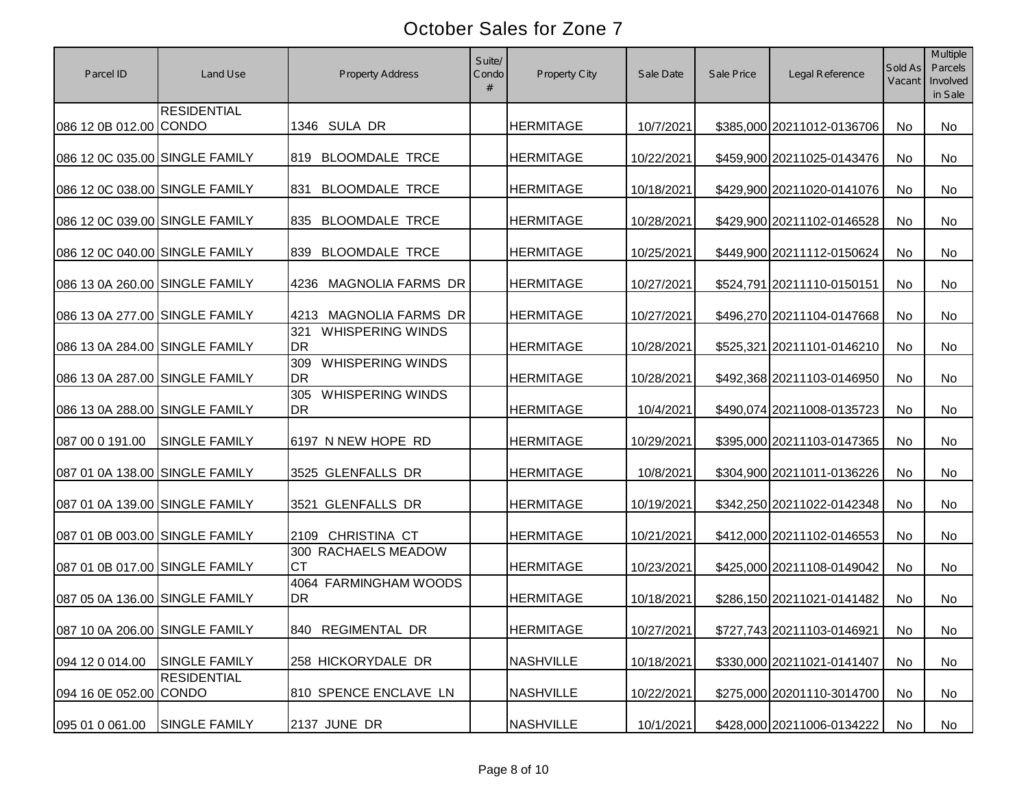# October Sales for Zone 7

| Parcel ID | Land Use | Property Address | Suite/ Condo # | Property City | Sale Date | Sale Price | Legal Reference | Sold As Vacant | Multiple Parcels Involved in Sale |
|---|---|---|---|---|---|---|---|---|---|
| 086 12 0B 012.00 | RESIDENTIAL CONDO | 1346 SULA DR | | HERMITAGE | 10/7/2021 | $385,000 | 20211012-0136706 | No | No |
| 086 12 0C 035.00 | SINGLE FAMILY | 819 BLOOMDALE TRCE | | HERMITAGE | 10/22/2021 | $459,900 | 20211025-0143476 | No | No |
| 086 12 0C 038.00 | SINGLE FAMILY | 831 BLOOMDALE TRCE | | HERMITAGE | 10/18/2021 | $429,900 | 20211020-0141076 | No | No |
| 086 12 0C 039.00 | SINGLE FAMILY | 835 BLOOMDALE TRCE | | HERMITAGE | 10/28/2021 | $429,900 | 20211102-0146528 | No | No |
| 086 12 0C 040.00 | SINGLE FAMILY | 839 BLOOMDALE TRCE | | HERMITAGE | 10/25/2021 | $449,900 | 20211112-0150624 | No | No |
| 086 13 0A 260.00 | SINGLE FAMILY | 4236 MAGNOLIA FARMS DR | | HERMITAGE | 10/27/2021 | $524,791 | 20211110-0150151 | No | No |
| 086 13 0A 277.00 | SINGLE FAMILY | 4213 MAGNOLIA FARMS DR | | HERMITAGE | 10/27/2021 | $496,270 | 20211104-0147668 | No | No |
| 086 13 0A 284.00 | SINGLE FAMILY | 321 WHISPERING WINDS DR | | HERMITAGE | 10/28/2021 | $525,321 | 20211101-0146210 | No | No |
| 086 13 0A 287.00 | SINGLE FAMILY | 309 WHISPERING WINDS DR | | HERMITAGE | 10/28/2021 | $492,368 | 20211103-0146950 | No | No |
| 086 13 0A 288.00 | SINGLE FAMILY | 305 WHISPERING WINDS DR | | HERMITAGE | 10/4/2021 | $490,074 | 20211008-0135723 | No | No |
| 087 00 0 191.00 | SINGLE FAMILY | 6197 N NEW HOPE RD | | HERMITAGE | 10/29/2021 | $395,000 | 20211103-0147365 | No | No |
| 087 01 0A 138.00 | SINGLE FAMILY | 3525 GLENFALLS DR | | HERMITAGE | 10/8/2021 | $304,900 | 20211011-0136226 | No | No |
| 087 01 0A 139.00 | SINGLE FAMILY | 3521 GLENFALLS DR | | HERMITAGE | 10/19/2021 | $342,250 | 20211022-0142348 | No | No |
| 087 01 0B 003.00 | SINGLE FAMILY | 2109 CHRISTINA CT | | HERMITAGE | 10/21/2021 | $412,000 | 20211102-0146553 | No | No |
| 087 01 0B 017.00 | SINGLE FAMILY | 300 RACHAELS MEADOW CT | | HERMITAGE | 10/23/2021 | $425,000 | 20211108-0149042 | No | No |
| 087 05 0A 136.00 | SINGLE FAMILY | 4064 FARMINGHAM WOODS DR | | HERMITAGE | 10/18/2021 | $286,150 | 20211021-0141482 | No | No |
| 087 10 0A 206.00 | SINGLE FAMILY | 840 REGIMENTAL DR | | HERMITAGE | 10/27/2021 | $727,743 | 20211103-0146921 | No | No |
| 094 12 0 014.00 | SINGLE FAMILY | 258 HICKORYDALE DR | | NASHVILLE | 10/18/2021 | $330,000 | 20211021-0141407 | No | No |
| 094 16 0E 052.00 | RESIDENTIAL CONDO | 810 SPENCE ENCLAVE LN | | NASHVILLE | 10/22/2021 | $275,000 | 20201110-3014700 | No | No |
| 095 01 0 061.00 | SINGLE FAMILY | 2137 JUNE DR | | NASHVILLE | 10/1/2021 | $428,000 | 20211006-0134222 | No | No |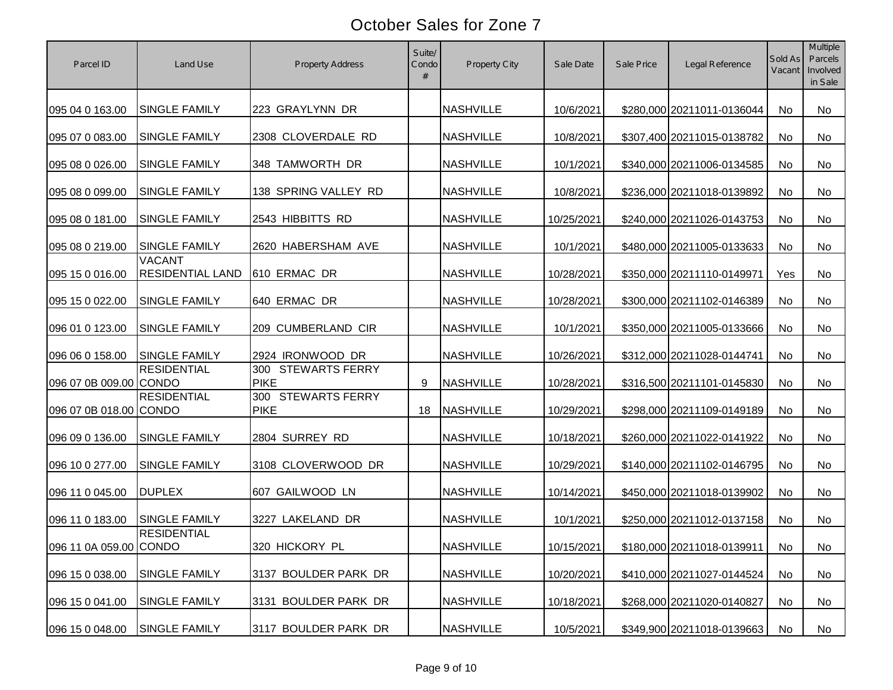# October Sales for Zone 7

| Parcel ID | Land Use | Property Address | Suite/ Condo # | Property City | Sale Date | Sale Price | Legal Reference | Sold As Vacant | Multiple Parcels Involved in Sale |
|---|---|---|---|---|---|---|---|---|---|
| 095 04 0 163.00 | SINGLE FAMILY | 223 GRAYLYNN DR | | NASHVILLE | 10/6/2021 | $280,000 | 20211011-0136044 | No | No |
| 095 07 0 083.00 | SINGLE FAMILY | 2308 CLOVERDALE RD | | NASHVILLE | 10/8/2021 | $307,400 | 20211015-0138782 | No | No |
| 095 08 0 026.00 | SINGLE FAMILY | 348 TAMWORTH DR | | NASHVILLE | 10/1/2021 | $340,000 | 20211006-0134585 | No | No |
| 095 08 0 099.00 | SINGLE FAMILY | 138 SPRING VALLEY RD | | NASHVILLE | 10/8/2021 | $236,000 | 20211018-0139892 | No | No |
| 095 08 0 181.00 | SINGLE FAMILY | 2543 HIBBITTS RD | | NASHVILLE | 10/25/2021 | $240,000 | 20211026-0143753 | No | No |
| 095 08 0 219.00 | SINGLE FAMILY | 2620 HABERSHAM AVE | | NASHVILLE | 10/1/2021 | $480,000 | 20211005-0133633 | No | No |
| 095 15 0 016.00 | VACANT RESIDENTIAL LAND | 610 ERMAC DR | | NASHVILLE | 10/28/2021 | $350,000 | 20211110-0149971 | Yes | No |
| 095 15 0 022.00 | SINGLE FAMILY | 640 ERMAC DR | | NASHVILLE | 10/28/2021 | $300,000 | 20211102-0146389 | No | No |
| 096 01 0 123.00 | SINGLE FAMILY | 209 CUMBERLAND CIR | | NASHVILLE | 10/1/2021 | $350,000 | 20211005-0133666 | No | No |
| 096 06 0 158.00 | SINGLE FAMILY | 2924 IRONWOOD DR | | NASHVILLE | 10/26/2021 | $312,000 | 20211028-0144741 | No | No |
| 096 07 0B 009.00 | RESIDENTIAL CONDO | 300 STEWARTS FERRY PIKE | 9 | NASHVILLE | 10/28/2021 | $316,500 | 20211101-0145830 | No | No |
| 096 07 0B 018.00 | RESIDENTIAL CONDO | 300 STEWARTS FERRY PIKE | 18 | NASHVILLE | 10/29/2021 | $298,000 | 20211109-0149189 | No | No |
| 096 09 0 136.00 | SINGLE FAMILY | 2804 SURREY RD | | NASHVILLE | 10/18/2021 | $260,000 | 20211022-0141922 | No | No |
| 096 10 0 277.00 | SINGLE FAMILY | 3108 CLOVERWOOD DR | | NASHVILLE | 10/29/2021 | $140,000 | 20211102-0146795 | No | No |
| 096 11 0 045.00 | DUPLEX | 607 GAILWOOD LN | | NASHVILLE | 10/14/2021 | $450,000 | 20211018-0139902 | No | No |
| 096 11 0 183.00 | SINGLE FAMILY | 3227 LAKELAND DR | | NASHVILLE | 10/1/2021 | $250,000 | 20211012-0137158 | No | No |
| 096 11 0A 059.00 | RESIDENTIAL CONDO | 320 HICKORY PL | | NASHVILLE | 10/15/2021 | $180,000 | 20211018-0139911 | No | No |
| 096 15 0 038.00 | SINGLE FAMILY | 3137 BOULDER PARK DR | | NASHVILLE | 10/20/2021 | $410,000 | 20211027-0144524 | No | No |
| 096 15 0 041.00 | SINGLE FAMILY | 3131 BOULDER PARK DR | | NASHVILLE | 10/18/2021 | $268,000 | 20211020-0140827 | No | No |
| 096 15 0 048.00 | SINGLE FAMILY | 3117 BOULDER PARK DR | | NASHVILLE | 10/5/2021 | $349,900 | 20211018-0139663 | No | No |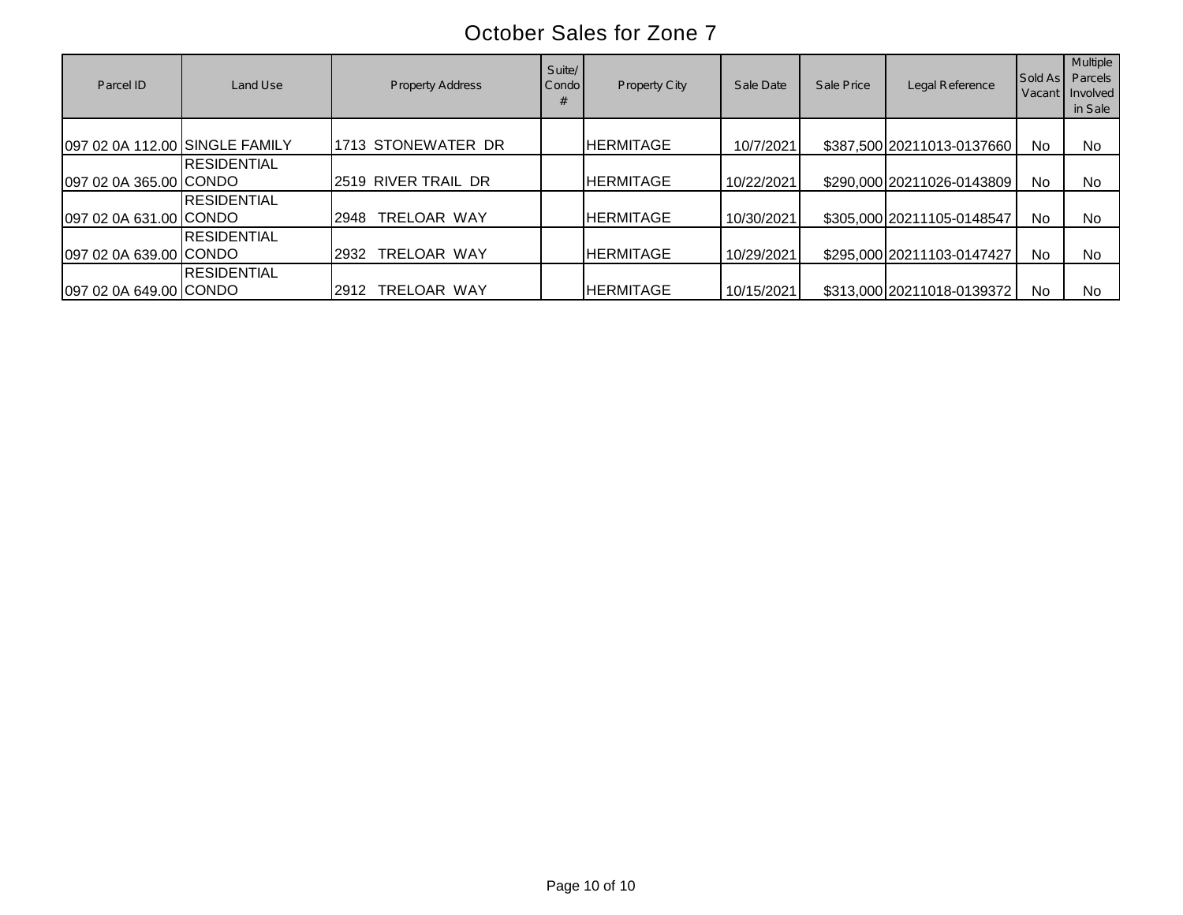# October Sales for Zone 7

| Parcel ID | Land Use | Property Address | Suite/ Condo # | Property City | Sale Date | Sale Price | Legal Reference | Sold As Vacant | Multiple Parcels Involved in Sale |
|---|---|---|---|---|---|---|---|---|---|
| 097 02 0A 112.00 | SINGLE FAMILY | 1713 STONEWATER DR | | HERMITAGE | 10/7/2021 | $387,500 | 20211013-0137660 | No | No |
| 097 02 0A 365.00 | RESIDENTIAL CONDO | 2519 RIVER TRAIL DR | | HERMITAGE | 10/22/2021 | $290,000 | 20211026-0143809 | No | No |
| 097 02 0A 631.00 | RESIDENTIAL CONDO | 2948 TRELOAR WAY | | HERMITAGE | 10/30/2021 | $305,000 | 20211105-0148547 | No | No |
| 097 02 0A 639.00 | RESIDENTIAL CONDO | 2932 TRELOAR WAY | | HERMITAGE | 10/29/2021 | $295,000 | 20211103-0147427 | No | No |
| 097 02 0A 649.00 | RESIDENTIAL CONDO | 2912 TRELOAR WAY | | HERMITAGE | 10/15/2021 | $313,000 | 20211018-0139372 | No | No |